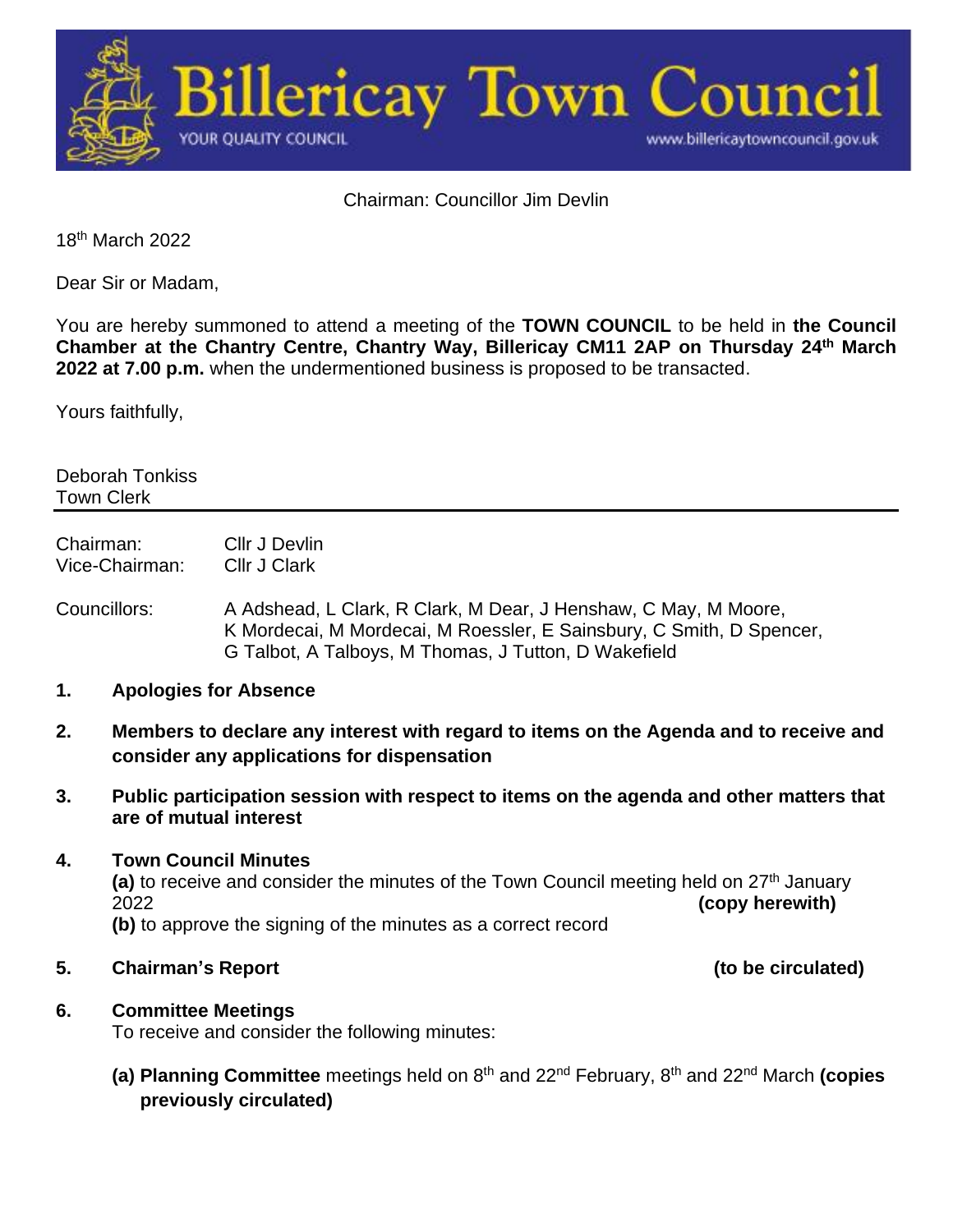# Billericay Town Council

YOUR QUALITY COUNCIL

www.billericaytowncouncil.gov.uk

Chairman: Councillor Jim Devlin

18th March 2022

Dear Sir or Madam,

You are hereby summoned to attend a meeting of the **TOWN COUNCIL** to be held in **the Council Chamber at the Chantry Centre, Chantry Way, Billericay CM11 2AP on Thursday 24th March 2022 at 7.00 p.m.** when the undermentioned business is proposed to be transacted.

Yours faithfully,

Deborah Tonkiss
Town Clerk

---

Chairman: Cllr J Devlin
Vice-Chairman: Cllr J Clark

Councillors: A Adshead, L Clark, R Clark, M Dear, J Henshaw, C May, M Moore, K Mordecai, M Mordecai, M Roessler, E Sainsbury, C Smith, D Spencer, G Talbot, A Talboys, M Thomas, J Tutton, D Wakefield

**1. Apologies for Absence**

**2. Members to declare any interest with regard to items on the Agenda and to receive and consider any applications for dispensation**

**3. Public participation session with respect to items on the agenda and other matters that are of mutual interest**

**4. Town Council Minutes**

**(a)** to receive and consider the minutes of the Town Council meeting held on 27th January 2022 **(copy herewith)**

**(b)** to approve the signing of the minutes as a correct record

**5. Chairman's Report** **(to be circulated)**

**6. Committee Meetings**

To receive and consider the following minutes:

**(a) Planning Committee** meetings held on 8th and 22nd February, 8th and 22nd March **(copies previously circulated)**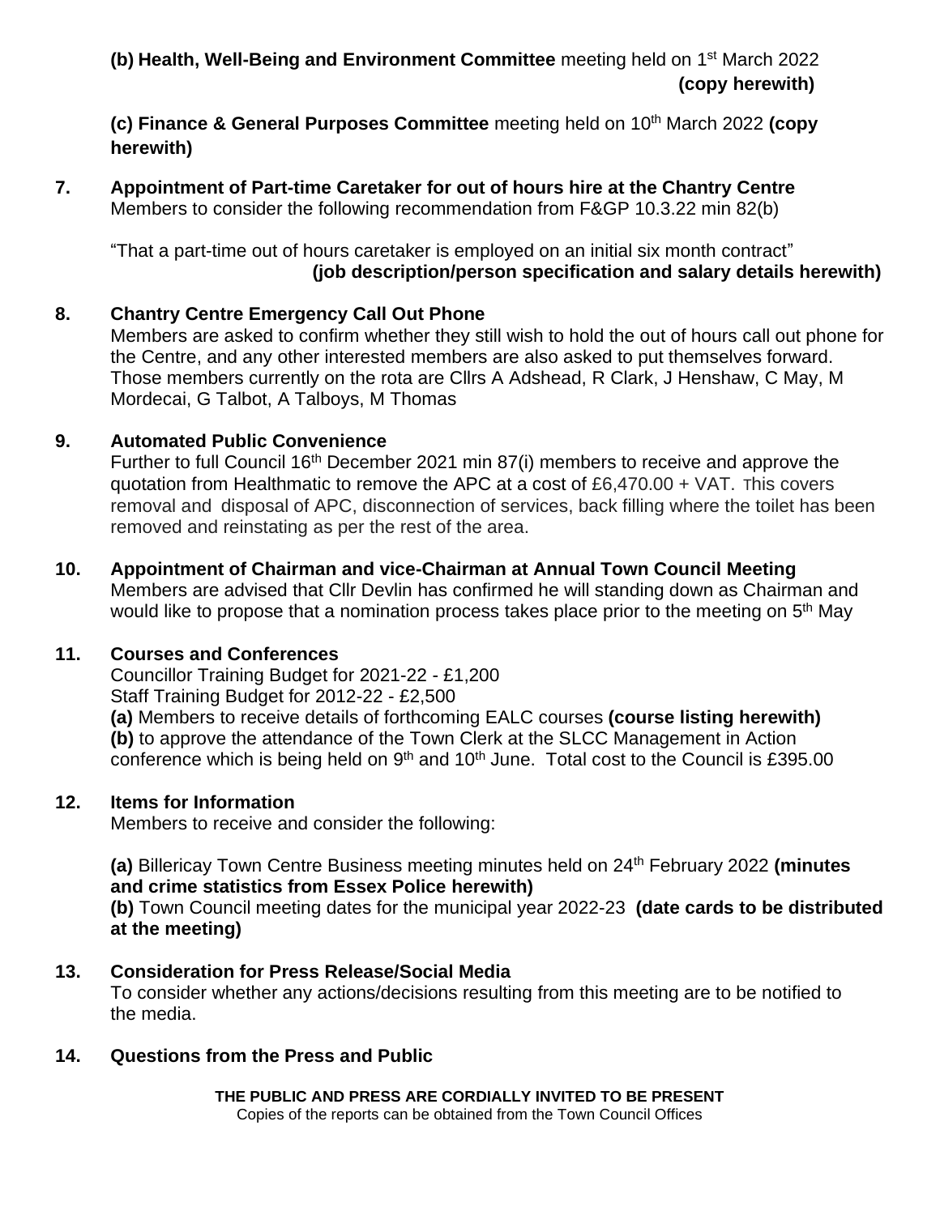**(b) Health, Well-Being and Environment Committee** meeting held on 1st March 2022 **(copy herewith)**

**(c) Finance & General Purposes Committee** meeting held on 10th March 2022 **(copy herewith)**

**7. Appointment of Part-time Caretaker for out of hours hire at the Chantry Centre**

Members to consider the following recommendation from F&GP 10.3.22 min 82(b)

"That a part-time out of hours caretaker is employed on an initial six month contract" **(job description/person specification and salary details herewith)**

**8. Chantry Centre Emergency Call Out Phone**

Members are asked to confirm whether they still wish to hold the out of hours call out phone for the Centre, and any other interested members are also asked to put themselves forward. Those members currently on the rota are Cllrs A Adshead, R Clark, J Henshaw, C May, M Mordecai, G Talbot, A Talboys, M Thomas

**9. Automated Public Convenience**

Further to full Council 16th December 2021 min 87(i) members to receive and approve the quotation from Healthmatic to remove the APC at a cost of £6,470.00 + VAT. This covers removal and disposal of APC, disconnection of services, back filling where the toilet has been removed and reinstating as per the rest of the area.

**10. Appointment of Chairman and vice-Chairman at Annual Town Council Meeting**

Members are advised that Cllr Devlin has confirmed he will standing down as Chairman and would like to propose that a nomination process takes place prior to the meeting on 5th May

**11. Courses and Conferences**

Councillor Training Budget for 2021-22 - £1,200
Staff Training Budget for 2012-22 - £2,500
**(a)** Members to receive details of forthcoming EALC courses **(course listing herewith)**
**(b)** to approve the attendance of the Town Clerk at the SLCC Management in Action conference which is being held on 9th and 10th June. Total cost to the Council is £395.00

**12. Items for Information**

Members to receive and consider the following:

**(a)** Billericay Town Centre Business meeting minutes held on 24th February 2022 **(minutes and crime statistics from Essex Police herewith)**
**(b)** Town Council meeting dates for the municipal year 2022-23 **(date cards to be distributed at the meeting)**

**13. Consideration for Press Release/Social Media**

To consider whether any actions/decisions resulting from this meeting are to be notified to the media.

**14. Questions from the Press and Public**

**THE PUBLIC AND PRESS ARE CORDIALLY INVITED TO BE PRESENT**
Copies of the reports can be obtained from the Town Council Offices